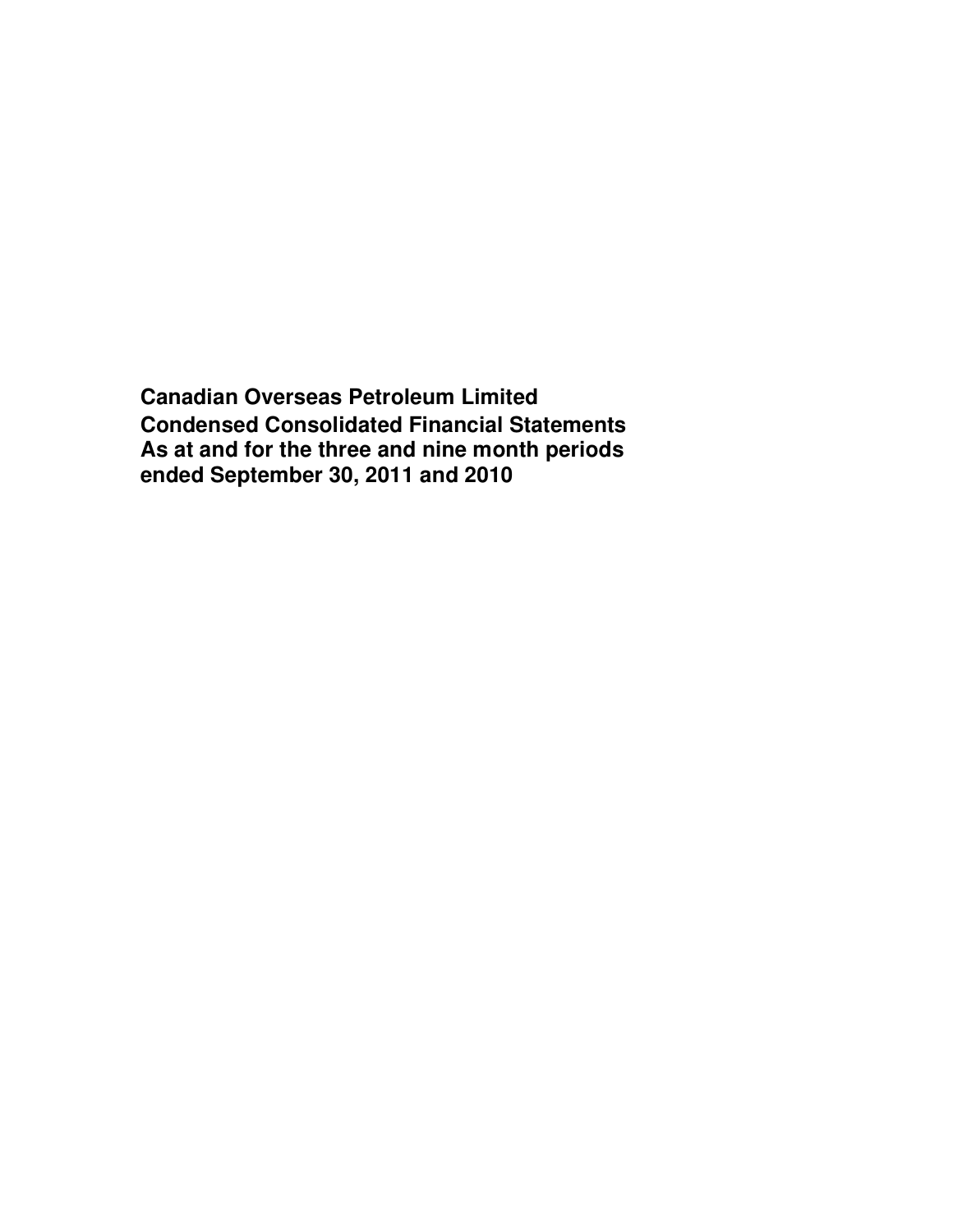**Canadian Overseas Petroleum Limited**
**Condensed Consolidated Financial Statements**
**As at and for the three and nine month periods ended September 30, 2011 and 2010**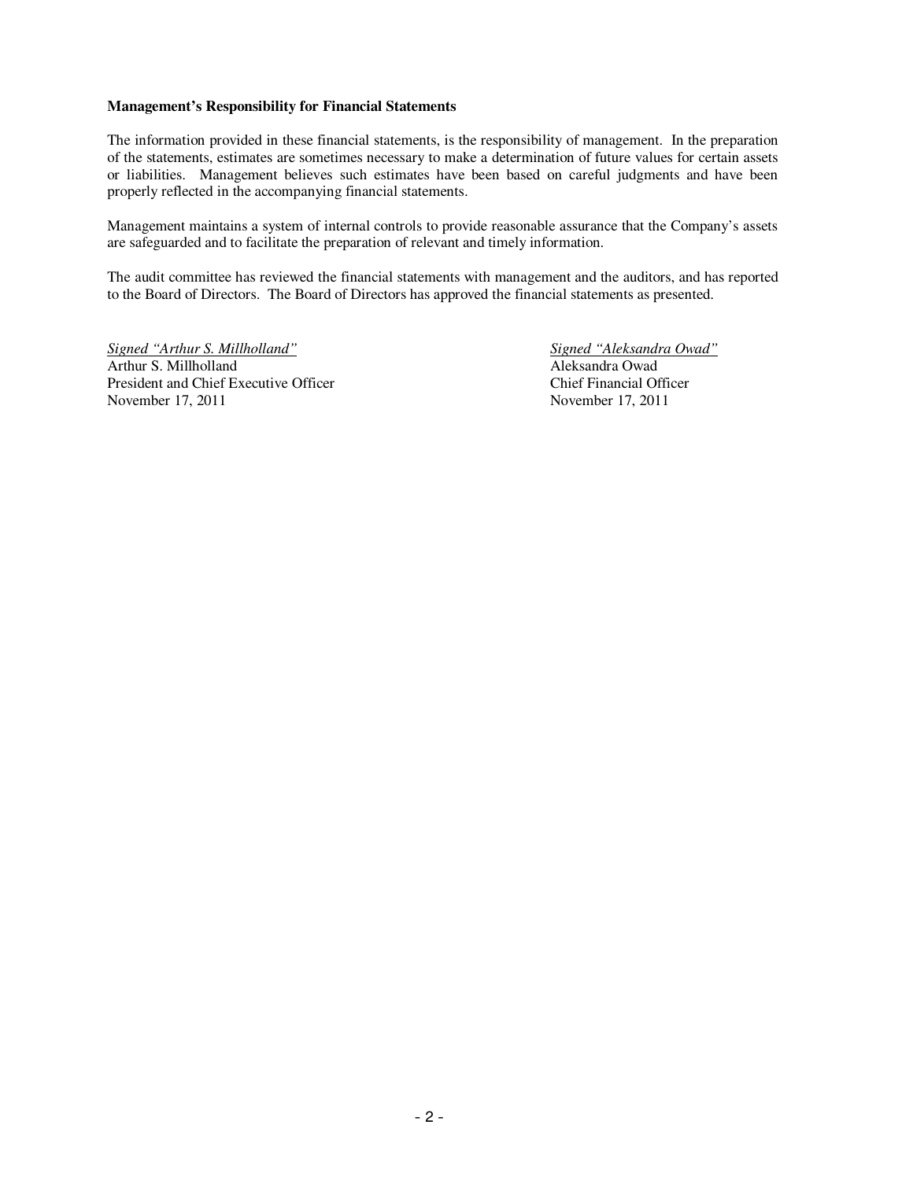**Management's Responsibility for Financial Statements**

The information provided in these financial statements, is the responsibility of management. In the preparation of the statements, estimates are sometimes necessary to make a determination of future values for certain assets or liabilities. Management believes such estimates have been based on careful judgments and have been properly reflected in the accompanying financial statements.

Management maintains a system of internal controls to provide reasonable assurance that the Company's assets are safeguarded and to facilitate the preparation of relevant and timely information.

The audit committee has reviewed the financial statements with management and the auditors, and has reported to the Board of Directors. The Board of Directors has approved the financial statements as presented.

*Signed "Arthur S. Millholland"*
Arthur S. Millholland
President and Chief Executive Officer
November 17, 2011

*Signed "Aleksandra Owad"*
Aleksandra Owad
Chief Financial Officer
November 17, 2011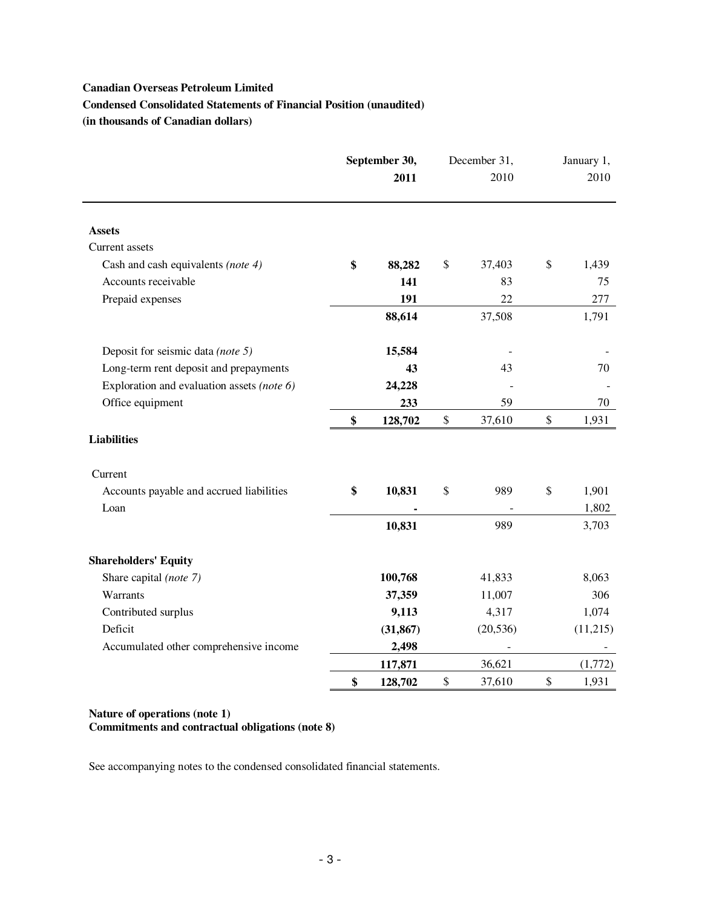**Canadian Overseas Petroleum Limited**
**Condensed Consolidated Statements of Financial Position (unaudited)**
**(in thousands of Canadian dollars)**

| | **September 30, 2011** | December 31, 2010 | January 1, 2010 |
|---|---|---|---|
| **Assets** | | | |
| Current assets | | | |
| Cash and cash equivalents *(note 4)* | **$ 88,282** | $ 37,403 | $ 1,439 |
| Accounts receivable | **141** | 83 | 75 |
| Prepaid expenses | **191** | 22 | 277 |
| | **88,614** | 37,508 | 1,791 |
| Deposit for seismic data *(note 5)* | **15,584** | - | - |
| Long-term rent deposit and prepayments | **43** | 43 | 70 |
| Exploration and evaluation assets *(note 6)* | **24,228** | - | - |
| Office equipment | **233** | 59 | 70 |
| | **$ 128,702** | $ 37,610 | $ 1,931 |
| **Liabilities** | | | |
| Current | | | |
| Accounts payable and accrued liabilities | **$ 10,831** | $ 989 | $ 1,901 |
| Loan | **-** | - | 1,802 |
| | **10,831** | 989 | 3,703 |
| **Shareholders' Equity** | | | |
| Share capital *(note 7)* | **100,768** | 41,833 | 8,063 |
| Warrants | **37,359** | 11,007 | 306 |
| Contributed surplus | **9,113** | 4,317 | 1,074 |
| Deficit | **(31,867)** | (20,536) | (11,215) |
| Accumulated other comprehensive income | **2,498** | - | - |
| | **117,871** | 36,621 | (1,772) |
| | **$ 128,702** | $ 37,610 | $ 1,931 |

**Nature of operations (note 1)**
**Commitments and contractual obligations (note 8)**

See accompanying notes to the condensed consolidated financial statements.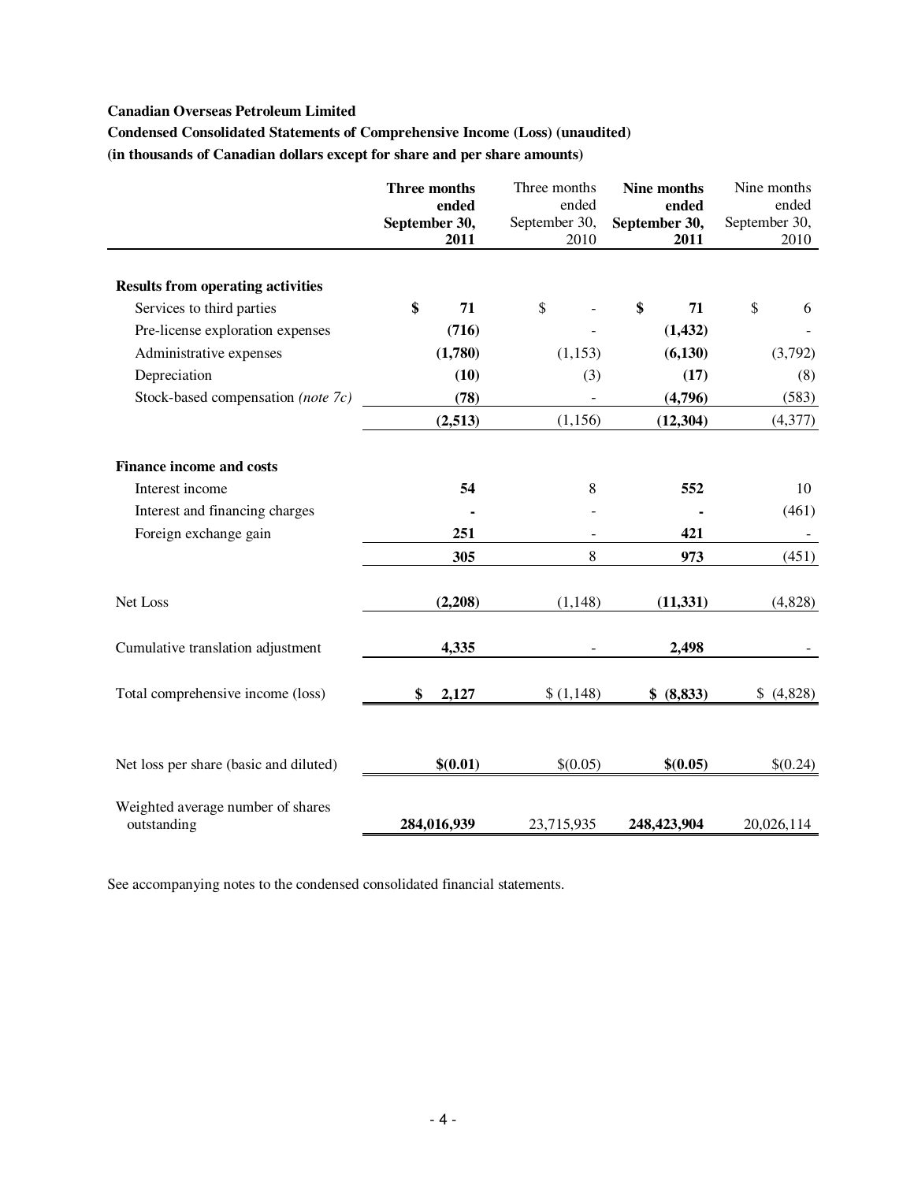**Canadian Overseas Petroleum Limited**

**Condensed Consolidated Statements of Comprehensive Income (Loss) (unaudited)**

**(in thousands of Canadian dollars except for share and per share amounts)**

| | **Three months ended September 30, 2011** | Three months ended September 30, 2010 | **Nine months ended September 30, 2011** | Nine months ended September 30, 2010 |
|---|---|---|---|---|
| **Results from operating activities** | | | | |
| Services to third parties | **$ 71** | $ - | **$ 71** | $ 6 |
| Pre-license exploration expenses | **(716)** | - | **(1,432)** | - |
| Administrative expenses | **(1,780)** | (1,153) | **(6,130)** | (3,792) |
| Depreciation | **(10)** | (3) | **(17)** | (8) |
| Stock-based compensation *(note 7c)* | **(78)** | - | **(4,796)** | (583) |
| | **(2,513)** | (1,156) | **(12,304)** | (4,377) |
| **Finance income and costs** | | | | |
| Interest income | **54** | 8 | **552** | 10 |
| Interest and financing charges | **-** | - | **-** | (461) |
| Foreign exchange gain | **251** | - | **421** | - |
| | **305** | 8 | **973** | (451) |
| Net Loss | **(2,208)** | (1,148) | **(11,331)** | (4,828) |
| Cumulative translation adjustment | **4,335** | - | **2,498** | - |
| Total comprehensive income (loss) | **$ 2,127** | $ (1,148) | **$ (8,833)** | $ (4,828) |
| Net loss per share (basic and diluted) | **$(0.01)** | $(0.05) | **$(0.05)** | $(0.24) |
| Weighted average number of shares outstanding | **284,016,939** | 23,715,935 | **248,423,904** | 20,026,114 |

See accompanying notes to the condensed consolidated financial statements.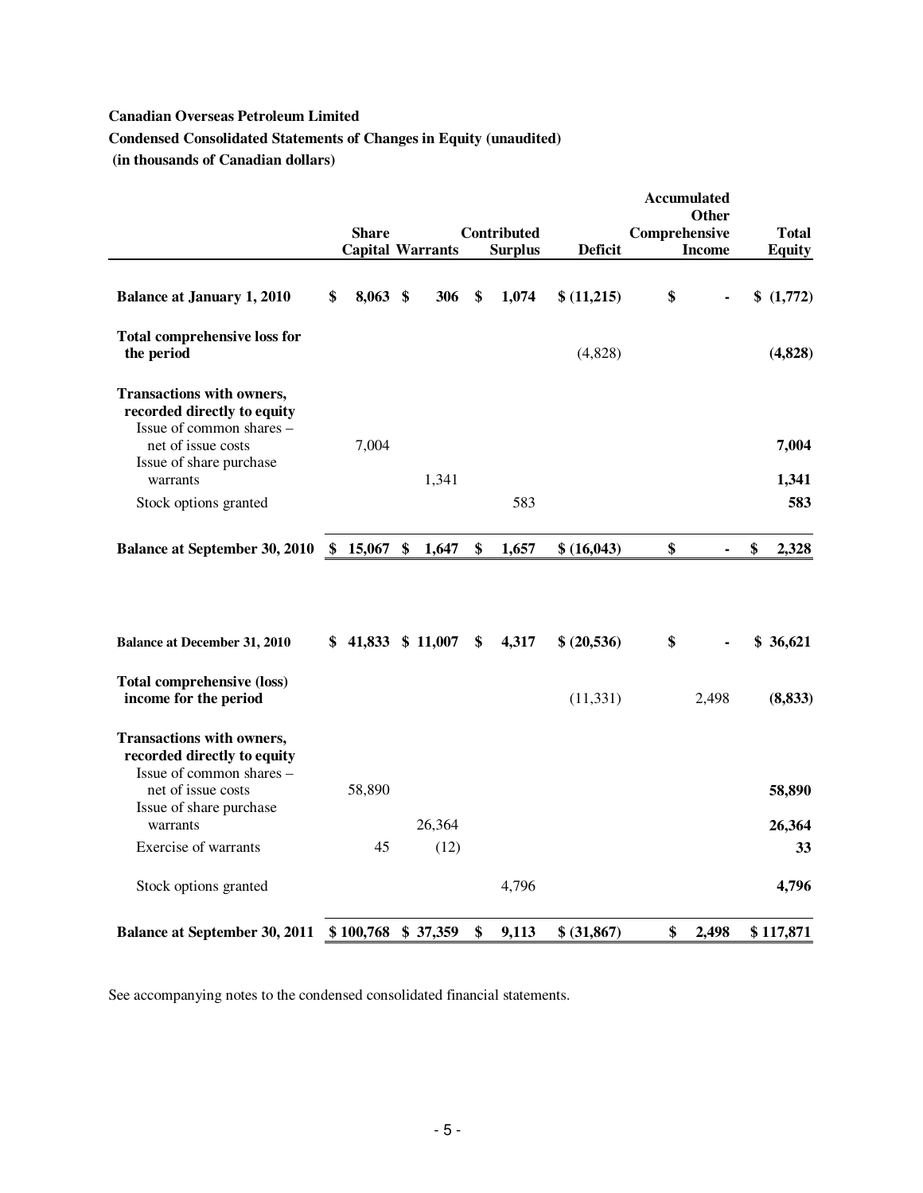**Canadian Overseas Petroleum Limited**

**Condensed Consolidated Statements of Changes in Equity (unaudited)**

**(in thousands of Canadian dollars)**

| | Share Capital | Warrants | Contributed Surplus | Deficit | Accumulated Other Comprehensive Income | Total Equity |
|---|---|---|---|---|---|---|
| **Balance at January 1, 2010** | $ 8,063 | $ 306 | $ 1,074 | $ (11,215) | $ - | $ (1,772) |
| **Total comprehensive loss for the period** | | | | (4,828) | | **(4,828)** |
| **Transactions with owners, recorded directly to equity** | | | | | | |
| Issue of common shares – net of issue costs | 7,004 | | | | | **7,004** |
| Issue of share purchase warrants | | 1,341 | | | | **1,341** |
| Stock options granted | | | 583 | | | **583** |
| **Balance at September 30, 2010** | $ 15,067 | $ 1,647 | $ 1,657 | $ (16,043) | $ - | $ 2,328 |
| | | | | | | |
| **Balance at December 31, 2010** | $ 41,833 | $ 11,007 | $ 4,317 | $ (20,536) | $ - | $ 36,621 |
| **Total comprehensive (loss) income for the period** | | | | (11,331) | 2,498 | **(8,833)** |
| **Transactions with owners, recorded directly to equity** | | | | | | |
| Issue of common shares – net of issue costs | 58,890 | | | | | **58,890** |
| Issue of share purchase warrants | | 26,364 | | | | **26,364** |
| Exercise of warrants | 45 | (12) | | | | **33** |
| Stock options granted | | | 4,796 | | | **4,796** |
| **Balance at September 30, 2011** | $ 100,768 | $ 37,359 | $ 9,113 | $ (31,867) | $ 2,498 | $ 117,871 |

See accompanying notes to the condensed consolidated financial statements.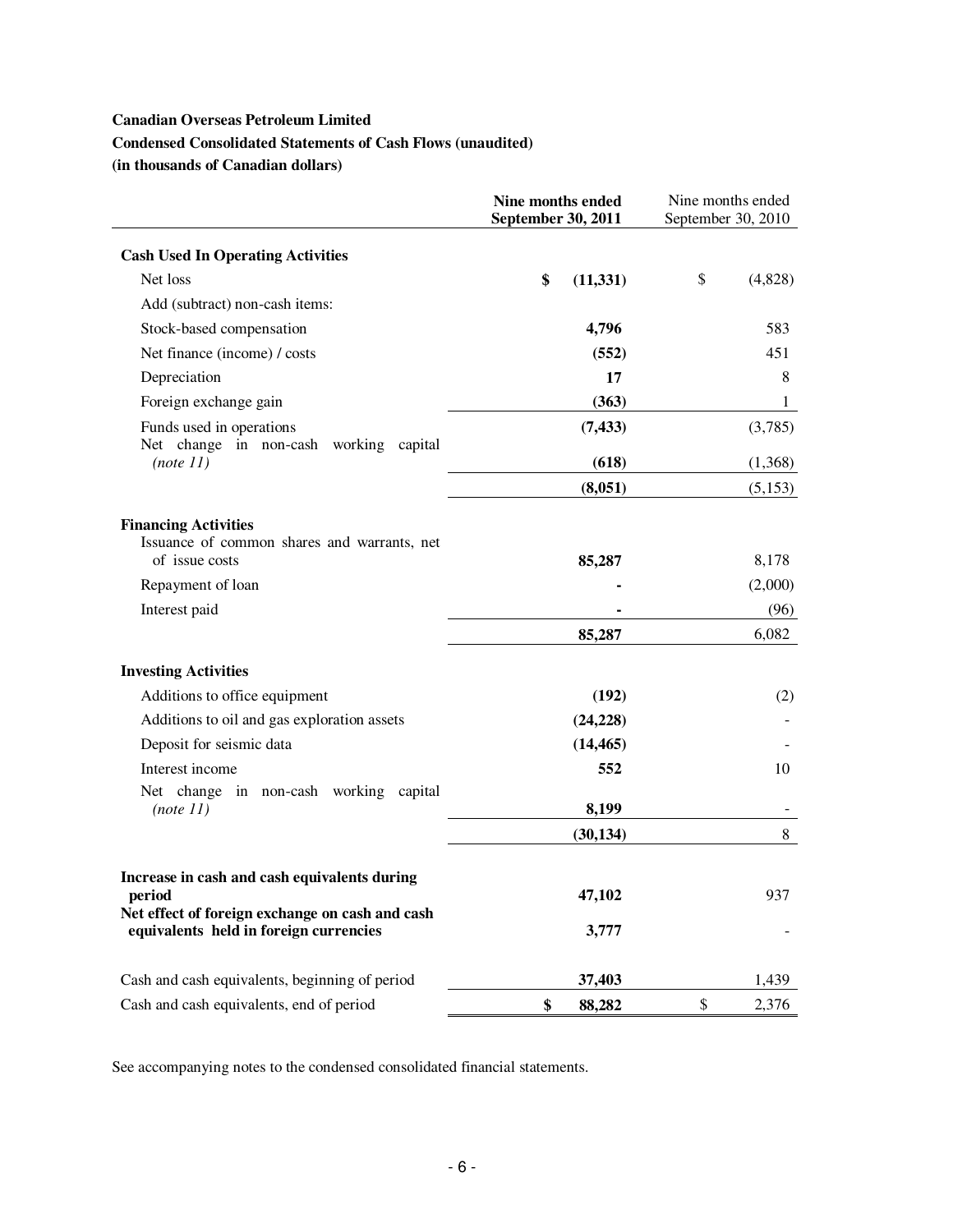**Canadian Overseas Petroleum Limited**

**Condensed Consolidated Statements of Cash Flows (unaudited)**

**(in thousands of Canadian dollars)**

| | **Nine months ended September 30, 2011** | Nine months ended September 30, 2010 |
|---|---|---|
| **Cash Used In Operating Activities** | | |
| Net loss | **$ (11,331)** | $ (4,828) |
| Add (subtract) non-cash items: | | |
| Stock-based compensation | **4,796** | 583 |
| Net finance (income) / costs | **(552)** | 451 |
| Depreciation | **17** | 8 |
| Foreign exchange gain | **(363)** | 1 |
| Funds used in operations | **(7,433)** | (3,785) |
| Net change in non-cash working capital *(note 11)* | **(618)** | (1,368) |
| | **(8,051)** | (5,153) |
| **Financing Activities** | | |
| Issuance of common shares and warrants, net of issue costs | **85,287** | 8,178 |
| Repayment of loan | **-** | (2,000) |
| Interest paid | **-** | (96) |
| | **85,287** | 6,082 |
| **Investing Activities** | | |
| Additions to office equipment | **(192)** | (2) |
| Additions to oil and gas exploration assets | **(24,228)** | - |
| Deposit for seismic data | **(14,465)** | - |
| Interest income | **552** | 10 |
| Net change in non-cash working capital *(note 11)* | **8,199** | - |
| | **(30,134)** | 8 |
| **Increase in cash and cash equivalents during period** | **47,102** | 937 |
| **Net effect of foreign exchange on cash and cash equivalents held in foreign currencies** | **3,777** | - |
| Cash and cash equivalents, beginning of period | **37,403** | 1,439 |
| Cash and cash equivalents, end of period | **$ 88,282** | $ 2,376 |

See accompanying notes to the condensed consolidated financial statements.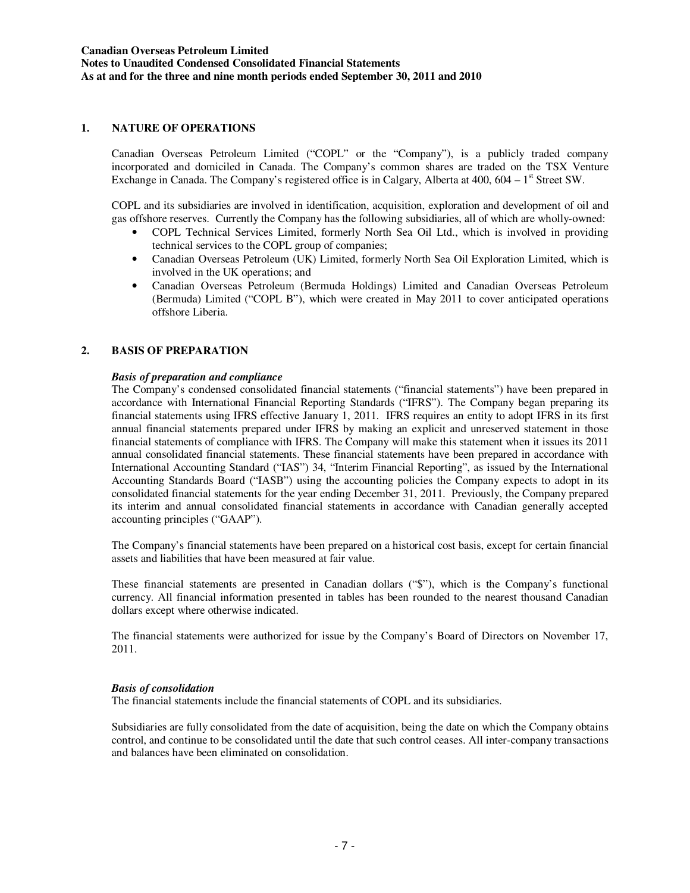## 1. NATURE OF OPERATIONS

Canadian Overseas Petroleum Limited ("COPL" or the "Company"), is a publicly traded company incorporated and domiciled in Canada. The Company's common shares are traded on the TSX Venture Exchange in Canada. The Company's registered office is in Calgary, Alberta at 400, 604 – 1st Street SW.

COPL and its subsidiaries are involved in identification, acquisition, exploration and development of oil and gas offshore reserves. Currently the Company has the following subsidiaries, all of which are wholly-owned:

- COPL Technical Services Limited, formerly North Sea Oil Ltd., which is involved in providing technical services to the COPL group of companies;
- Canadian Overseas Petroleum (UK) Limited, formerly North Sea Oil Exploration Limited, which is involved in the UK operations; and
- Canadian Overseas Petroleum (Bermuda Holdings) Limited and Canadian Overseas Petroleum (Bermuda) Limited ("COPL B"), which were created in May 2011 to cover anticipated operations offshore Liberia.

## 2. BASIS OF PREPARATION

***Basis of preparation and compliance***

The Company's condensed consolidated financial statements ("financial statements") have been prepared in accordance with International Financial Reporting Standards ("IFRS"). The Company began preparing its financial statements using IFRS effective January 1, 2011. IFRS requires an entity to adopt IFRS in its first annual financial statements prepared under IFRS by making an explicit and unreserved statement in those financial statements of compliance with IFRS. The Company will make this statement when it issues its 2011 annual consolidated financial statements. These financial statements have been prepared in accordance with International Accounting Standard ("IAS") 34, "Interim Financial Reporting", as issued by the International Accounting Standards Board ("IASB") using the accounting policies the Company expects to adopt in its consolidated financial statements for the year ending December 31, 2011. Previously, the Company prepared its interim and annual consolidated financial statements in accordance with Canadian generally accepted accounting principles ("GAAP").

The Company's financial statements have been prepared on a historical cost basis, except for certain financial assets and liabilities that have been measured at fair value.

These financial statements are presented in Canadian dollars ("$"), which is the Company's functional currency. All financial information presented in tables has been rounded to the nearest thousand Canadian dollars except where otherwise indicated.

The financial statements were authorized for issue by the Company's Board of Directors on November 17, 2011.

***Basis of consolidation***

The financial statements include the financial statements of COPL and its subsidiaries.

Subsidiaries are fully consolidated from the date of acquisition, being the date on which the Company obtains control, and continue to be consolidated until the date that such control ceases. All inter-company transactions and balances have been eliminated on consolidation.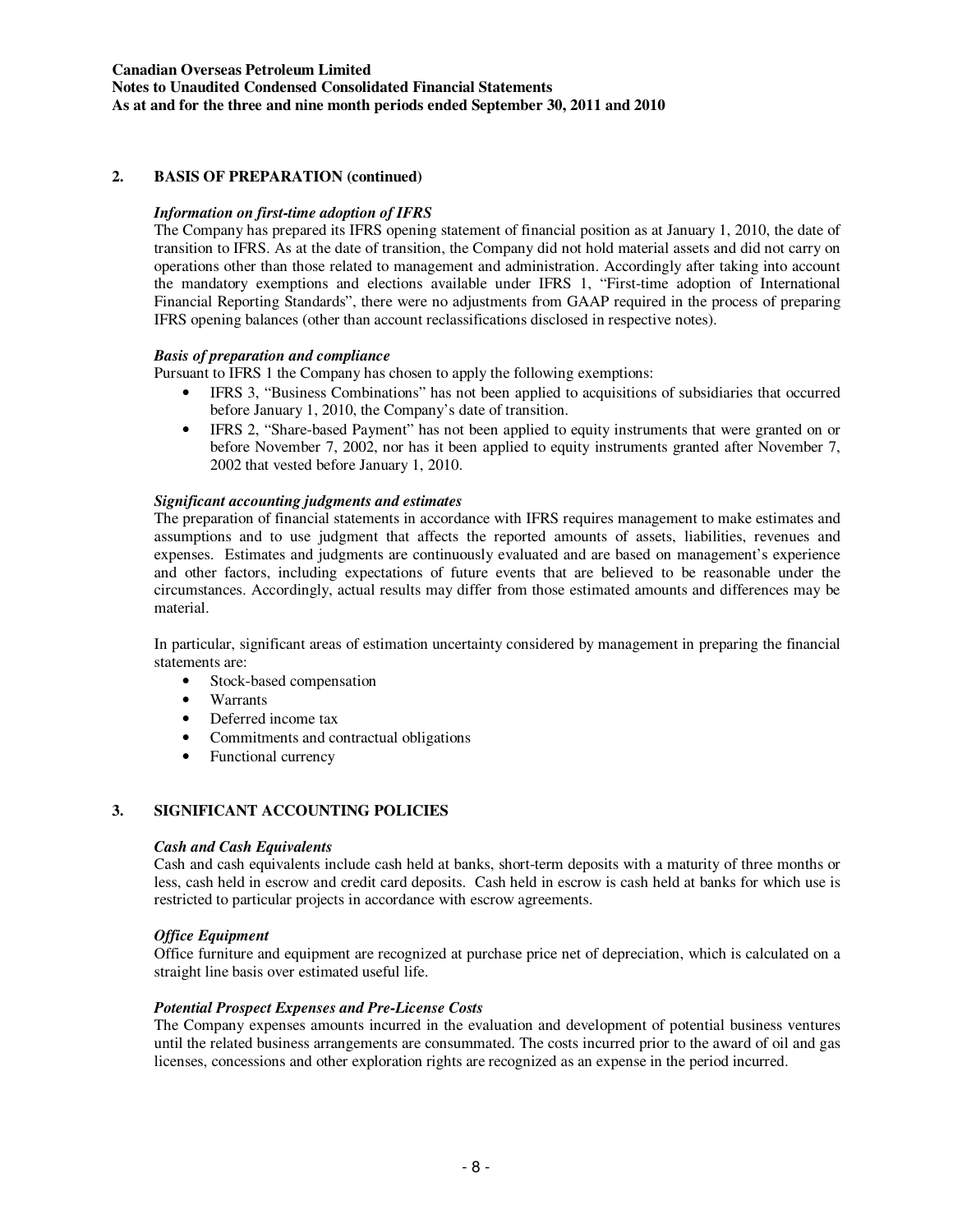## 2. BASIS OF PREPARATION (continued)

### *Information on first-time adoption of IFRS*

The Company has prepared its IFRS opening statement of financial position as at January 1, 2010, the date of transition to IFRS. As at the date of transition, the Company did not hold material assets and did not carry on operations other than those related to management and administration. Accordingly after taking into account the mandatory exemptions and elections available under IFRS 1, "First-time adoption of International Financial Reporting Standards", there were no adjustments from GAAP required in the process of preparing IFRS opening balances (other than account reclassifications disclosed in respective notes).

### *Basis of preparation and compliance*

Pursuant to IFRS 1 the Company has chosen to apply the following exemptions:

- IFRS 3, "Business Combinations" has not been applied to acquisitions of subsidiaries that occurred before January 1, 2010, the Company's date of transition.
- IFRS 2, "Share-based Payment" has not been applied to equity instruments that were granted on or before November 7, 2002, nor has it been applied to equity instruments granted after November 7, 2002 that vested before January 1, 2010.

### *Significant accounting judgments and estimates*

The preparation of financial statements in accordance with IFRS requires management to make estimates and assumptions and to use judgment that affects the reported amounts of assets, liabilities, revenues and expenses. Estimates and judgments are continuously evaluated and are based on management's experience and other factors, including expectations of future events that are believed to be reasonable under the circumstances. Accordingly, actual results may differ from those estimated amounts and differences may be material.

In particular, significant areas of estimation uncertainty considered by management in preparing the financial statements are:

- Stock-based compensation
- Warrants
- Deferred income tax
- Commitments and contractual obligations
- Functional currency

## 3. SIGNIFICANT ACCOUNTING POLICIES

### *Cash and Cash Equivalents*

Cash and cash equivalents include cash held at banks, short-term deposits with a maturity of three months or less, cash held in escrow and credit card deposits. Cash held in escrow is cash held at banks for which use is restricted to particular projects in accordance with escrow agreements.

### *Office Equipment*

Office furniture and equipment are recognized at purchase price net of depreciation, which is calculated on a straight line basis over estimated useful life.

### *Potential Prospect Expenses and Pre-License Costs*

The Company expenses amounts incurred in the evaluation and development of potential business ventures until the related business arrangements are consummated. The costs incurred prior to the award of oil and gas licenses, concessions and other exploration rights are recognized as an expense in the period incurred.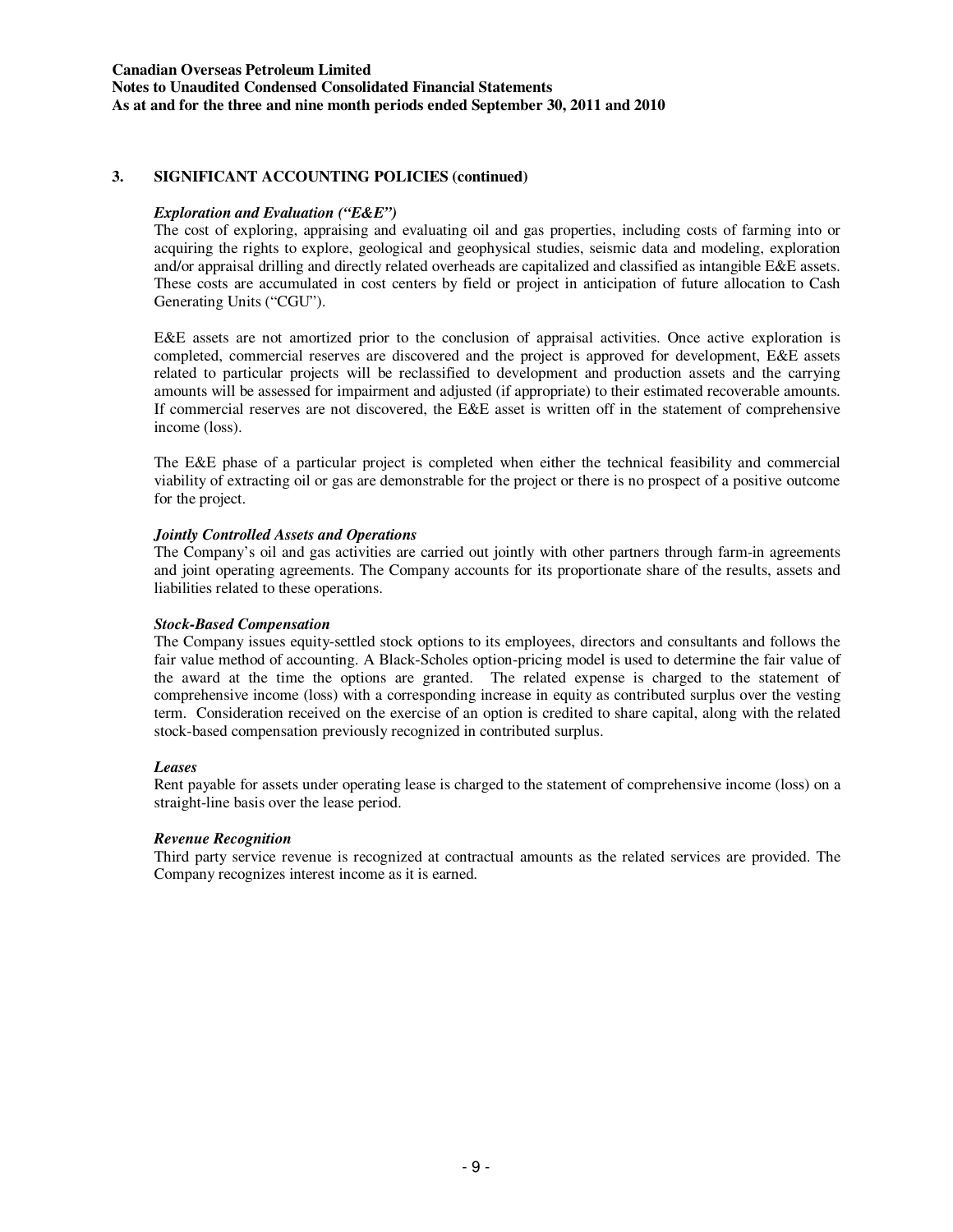## 3. SIGNIFICANT ACCOUNTING POLICIES (continued)

***Exploration and Evaluation ("E&E")***

The cost of exploring, appraising and evaluating oil and gas properties, including costs of farming into or acquiring the rights to explore, geological and geophysical studies, seismic data and modeling, exploration and/or appraisal drilling and directly related overheads are capitalized and classified as intangible E&E assets. These costs are accumulated in cost centers by field or project in anticipation of future allocation to Cash Generating Units ("CGU").

E&E assets are not amortized prior to the conclusion of appraisal activities. Once active exploration is completed, commercial reserves are discovered and the project is approved for development, E&E assets related to particular projects will be reclassified to development and production assets and the carrying amounts will be assessed for impairment and adjusted (if appropriate) to their estimated recoverable amounts. If commercial reserves are not discovered, the E&E asset is written off in the statement of comprehensive income (loss).

The E&E phase of a particular project is completed when either the technical feasibility and commercial viability of extracting oil or gas are demonstrable for the project or there is no prospect of a positive outcome for the project.

***Jointly Controlled Assets and Operations***

The Company's oil and gas activities are carried out jointly with other partners through farm-in agreements and joint operating agreements. The Company accounts for its proportionate share of the results, assets and liabilities related to these operations.

***Stock-Based Compensation***

The Company issues equity-settled stock options to its employees, directors and consultants and follows the fair value method of accounting. A Black-Scholes option-pricing model is used to determine the fair value of the award at the time the options are granted. The related expense is charged to the statement of comprehensive income (loss) with a corresponding increase in equity as contributed surplus over the vesting term. Consideration received on the exercise of an option is credited to share capital, along with the related stock-based compensation previously recognized in contributed surplus.

***Leases***

Rent payable for assets under operating lease is charged to the statement of comprehensive income (loss) on a straight-line basis over the lease period.

***Revenue Recognition***

Third party service revenue is recognized at contractual amounts as the related services are provided. The Company recognizes interest income as it is earned.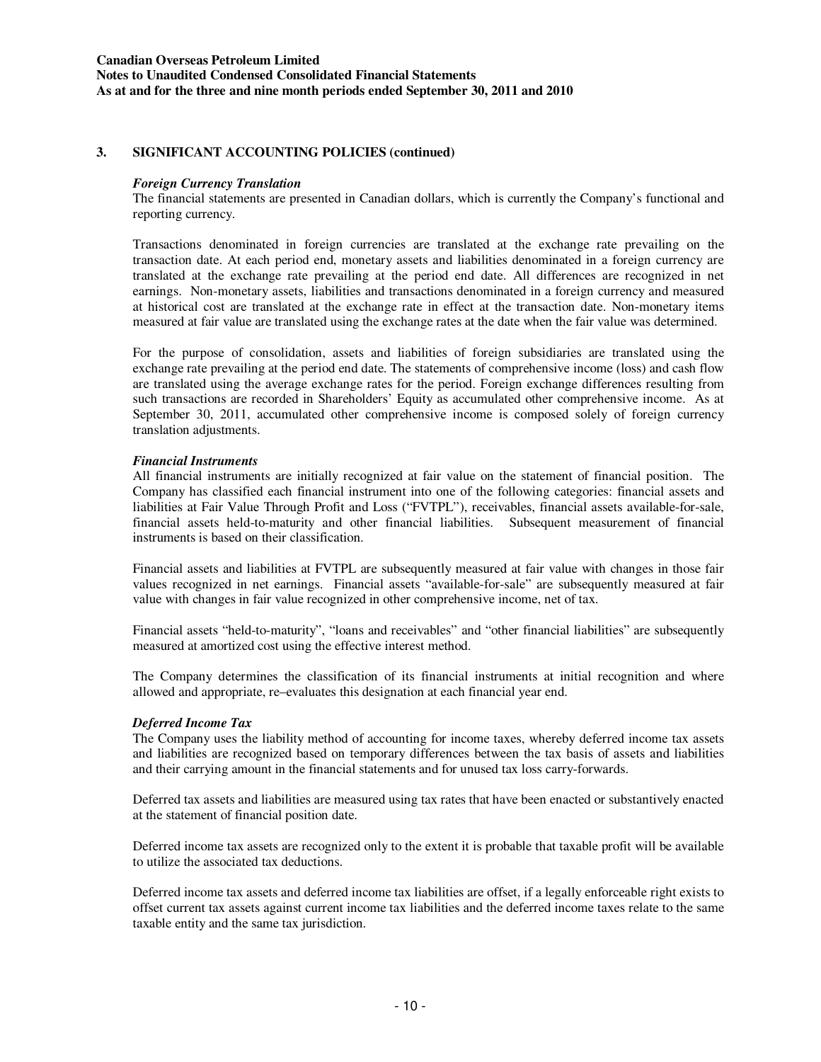## 3. SIGNIFICANT ACCOUNTING POLICIES (continued)

***Foreign Currency Translation***

The financial statements are presented in Canadian dollars, which is currently the Company's functional and reporting currency.

Transactions denominated in foreign currencies are translated at the exchange rate prevailing on the transaction date. At each period end, monetary assets and liabilities denominated in a foreign currency are translated at the exchange rate prevailing at the period end date. All differences are recognized in net earnings. Non-monetary assets, liabilities and transactions denominated in a foreign currency and measured at historical cost are translated at the exchange rate in effect at the transaction date. Non-monetary items measured at fair value are translated using the exchange rates at the date when the fair value was determined.

For the purpose of consolidation, assets and liabilities of foreign subsidiaries are translated using the exchange rate prevailing at the period end date. The statements of comprehensive income (loss) and cash flow are translated using the average exchange rates for the period. Foreign exchange differences resulting from such transactions are recorded in Shareholders' Equity as accumulated other comprehensive income. As at September 30, 2011, accumulated other comprehensive income is composed solely of foreign currency translation adjustments.

***Financial Instruments***

All financial instruments are initially recognized at fair value on the statement of financial position. The Company has classified each financial instrument into one of the following categories: financial assets and liabilities at Fair Value Through Profit and Loss ("FVTPL"), receivables, financial assets available-for-sale, financial assets held-to-maturity and other financial liabilities. Subsequent measurement of financial instruments is based on their classification.

Financial assets and liabilities at FVTPL are subsequently measured at fair value with changes in those fair values recognized in net earnings. Financial assets "available-for-sale" are subsequently measured at fair value with changes in fair value recognized in other comprehensive income, net of tax.

Financial assets "held-to-maturity", "loans and receivables" and "other financial liabilities" are subsequently measured at amortized cost using the effective interest method.

The Company determines the classification of its financial instruments at initial recognition and where allowed and appropriate, re–evaluates this designation at each financial year end.

***Deferred Income Tax***

The Company uses the liability method of accounting for income taxes, whereby deferred income tax assets and liabilities are recognized based on temporary differences between the tax basis of assets and liabilities and their carrying amount in the financial statements and for unused tax loss carry-forwards.

Deferred tax assets and liabilities are measured using tax rates that have been enacted or substantively enacted at the statement of financial position date.

Deferred income tax assets are recognized only to the extent it is probable that taxable profit will be available to utilize the associated tax deductions.

Deferred income tax assets and deferred income tax liabilities are offset, if a legally enforceable right exists to offset current tax assets against current income tax liabilities and the deferred income taxes relate to the same taxable entity and the same tax jurisdiction.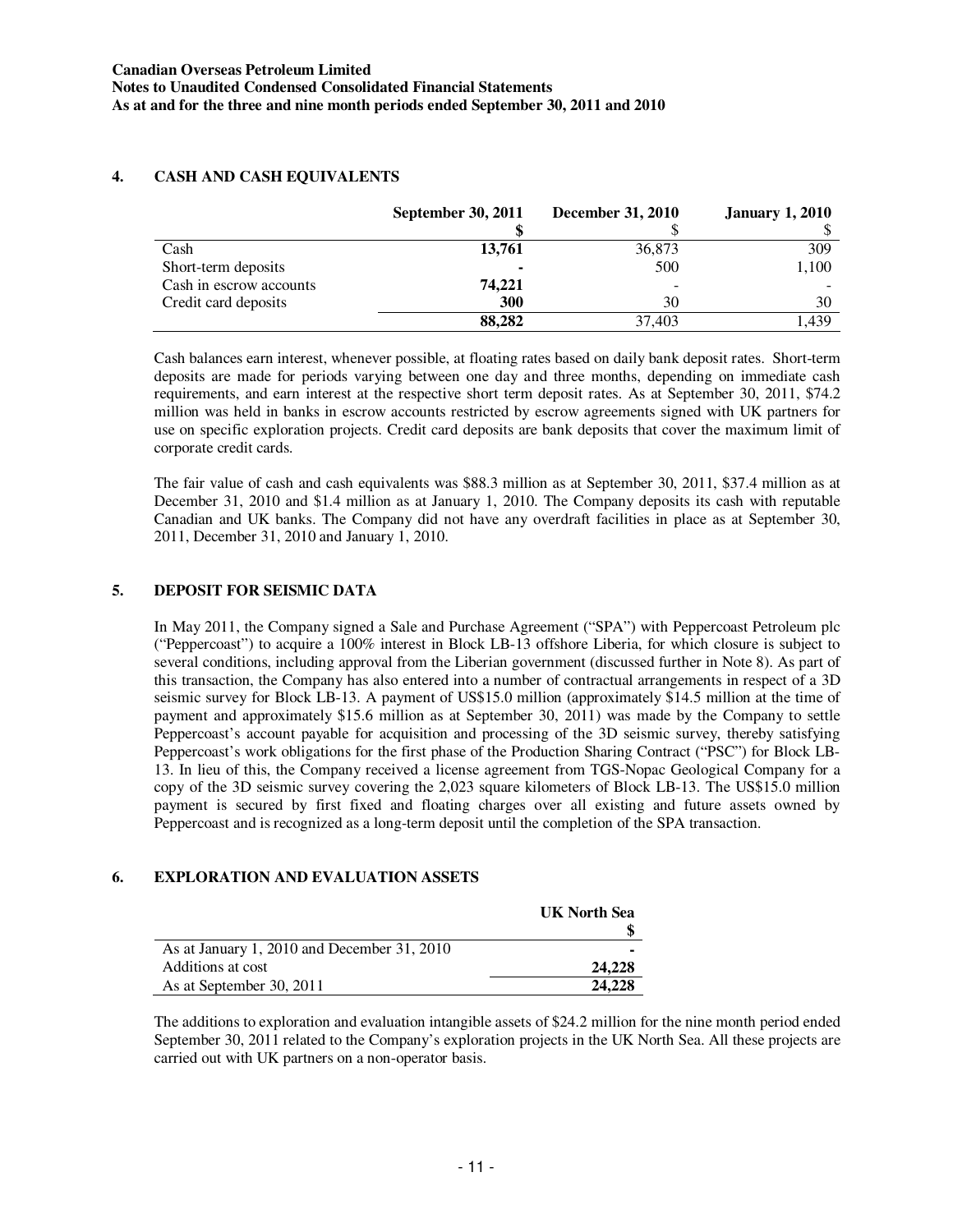## 4. CASH AND CASH EQUIVALENTS

| | September 30, 2011 | December 31, 2010 | January 1, 2010 |
|---|---|---|---|
| | $ | $ | $ |
| Cash | **13,761** | 36,873 | 309 |
| Short-term deposits | **-** | 500 | 1,100 |
| Cash in escrow accounts | **74,221** | - | - |
| Credit card deposits | **300** | 30 | 30 |
| | **88,282** | 37,403 | 1,439 |

Cash balances earn interest, whenever possible, at floating rates based on daily bank deposit rates. Short-term deposits are made for periods varying between one day and three months, depending on immediate cash requirements, and earn interest at the respective short term deposit rates. As at September 30, 2011, $74.2 million was held in banks in escrow accounts restricted by escrow agreements signed with UK partners for use on specific exploration projects. Credit card deposits are bank deposits that cover the maximum limit of corporate credit cards.

The fair value of cash and cash equivalents was $88.3 million as at September 30, 2011, $37.4 million as at December 31, 2010 and $1.4 million as at January 1, 2010. The Company deposits its cash with reputable Canadian and UK banks. The Company did not have any overdraft facilities in place as at September 30, 2011, December 31, 2010 and January 1, 2010.

## 5. DEPOSIT FOR SEISMIC DATA

In May 2011, the Company signed a Sale and Purchase Agreement ("SPA") with Peppercoast Petroleum plc ("Peppercoast") to acquire a 100% interest in Block LB-13 offshore Liberia, for which closure is subject to several conditions, including approval from the Liberian government (discussed further in Note 8). As part of this transaction, the Company has also entered into a number of contractual arrangements in respect of a 3D seismic survey for Block LB-13. A payment of US$15.0 million (approximately $14.5 million at the time of payment and approximately $15.6 million as at September 30, 2011) was made by the Company to settle Peppercoast's account payable for acquisition and processing of the 3D seismic survey, thereby satisfying Peppercoast's work obligations for the first phase of the Production Sharing Contract ("PSC") for Block LB-13. In lieu of this, the Company received a license agreement from TGS-Nopac Geological Company for a copy of the 3D seismic survey covering the 2,023 square kilometers of Block LB-13. The US$15.0 million payment is secured by first fixed and floating charges over all existing and future assets owned by Peppercoast and is recognized as a long-term deposit until the completion of the SPA transaction.

## 6. EXPLORATION AND EVALUATION ASSETS

| | UK North Sea |
|---|---|
| | $ |
| As at January 1, 2010 and December 31, 2010 | **-** |
| Additions at cost | **24,228** |
| As at September 30, 2011 | **24,228** |

The additions to exploration and evaluation intangible assets of $24.2 million for the nine month period ended September 30, 2011 related to the Company's exploration projects in the UK North Sea. All these projects are carried out with UK partners on a non-operator basis.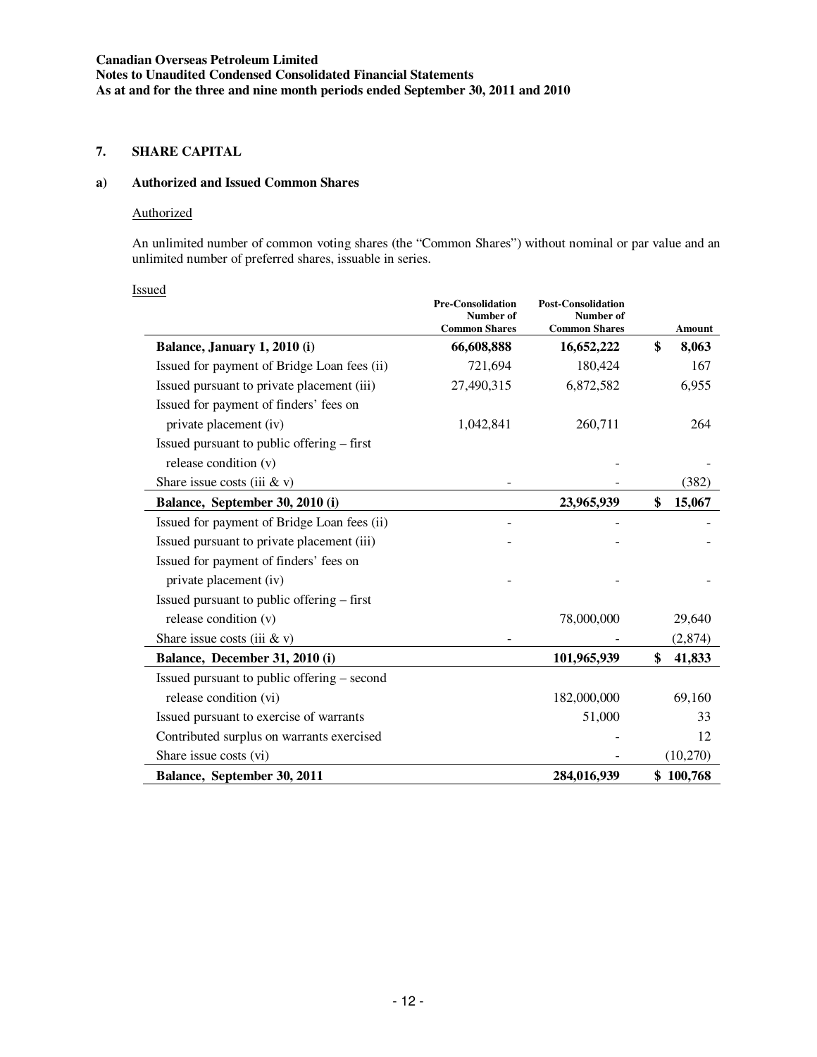## 7. SHARE CAPITAL

### a) Authorized and Issued Common Shares

Authorized

An unlimited number of common voting shares (the "Common Shares") without nominal or par value and an unlimited number of preferred shares, issuable in series.

Issued

| | Pre-Consolidation Number of Common Shares | Post-Consolidation Number of Common Shares | Amount |
|---|---|---|---|
| **Balance, January 1, 2010 (i)** | **66,608,888** | **16,652,222** | **$ 8,063** |
| Issued for payment of Bridge Loan fees (ii) | 721,694 | 180,424 | 167 |
| Issued pursuant to private placement (iii) | 27,490,315 | 6,872,582 | 6,955 |
| Issued for payment of finders' fees on private placement (iv) | 1,042,841 | 260,711 | 264 |
| Issued pursuant to public offering – first release condition (v) | | - | - |
| Share issue costs (iii & v) | - | - | (382) |
| **Balance, September 30, 2010 (i)** | | **23,965,939** | **$ 15,067** |
| Issued for payment of Bridge Loan fees (ii) | - | - | - |
| Issued pursuant to private placement (iii) | - | - | - |
| Issued for payment of finders' fees on private placement (iv) | - | - | - |
| Issued pursuant to public offering – first release condition (v) | | 78,000,000 | 29,640 |
| Share issue costs (iii & v) | - | - | (2,874) |
| **Balance, December 31, 2010 (i)** | | **101,965,939** | **$ 41,833** |
| Issued pursuant to public offering – second release condition (vi) | | 182,000,000 | 69,160 |
| Issued pursuant to exercise of warrants | | 51,000 | 33 |
| Contributed surplus on warrants exercised | | - | 12 |
| Share issue costs (vi) | | - | (10,270) |
| **Balance, September 30, 2011** | | **284,016,939** | **$ 100,768** |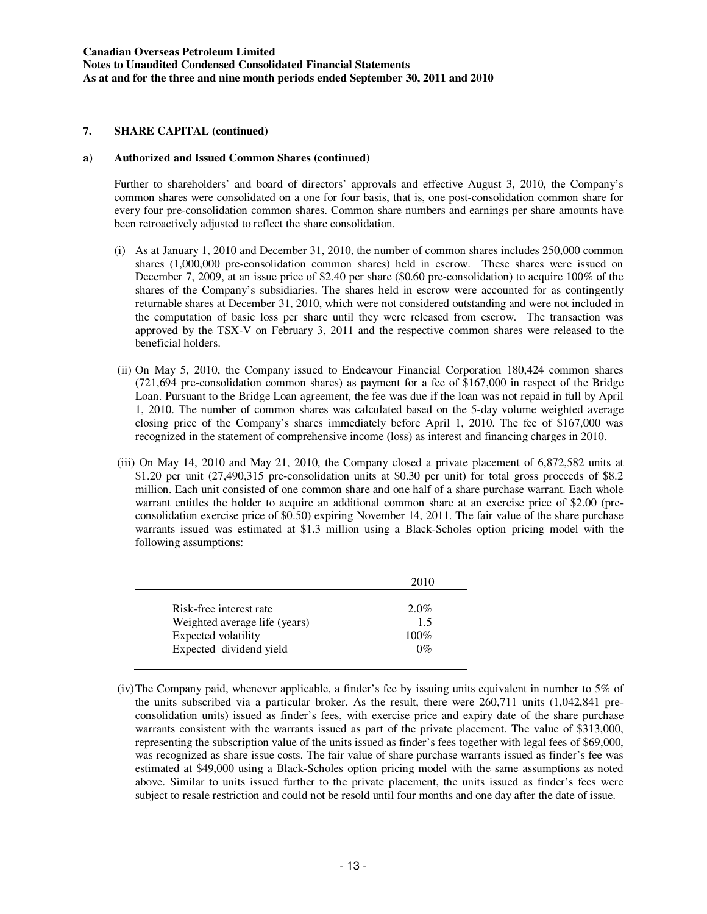## 7. SHARE CAPITAL (continued)

### a) Authorized and Issued Common Shares (continued)

Further to shareholders' and board of directors' approvals and effective August 3, 2010, the Company's common shares were consolidated on a one for four basis, that is, one post-consolidation common share for every four pre-consolidation common shares. Common share numbers and earnings per share amounts have been retroactively adjusted to reflect the share consolidation.

(i) As at January 1, 2010 and December 31, 2010, the number of common shares includes 250,000 common shares (1,000,000 pre-consolidation common shares) held in escrow. These shares were issued on December 7, 2009, at an issue price of $2.40 per share ($0.60 pre-consolidation) to acquire 100% of the shares of the Company's subsidiaries. The shares held in escrow were accounted for as contingently returnable shares at December 31, 2010, which were not considered outstanding and were not included in the computation of basic loss per share until they were released from escrow. The transaction was approved by the TSX-V on February 3, 2011 and the respective common shares were released to the beneficial holders.

(ii) On May 5, 2010, the Company issued to Endeavour Financial Corporation 180,424 common shares (721,694 pre-consolidation common shares) as payment for a fee of $167,000 in respect of the Bridge Loan. Pursuant to the Bridge Loan agreement, the fee was due if the loan was not repaid in full by April 1, 2010. The number of common shares was calculated based on the 5-day volume weighted average closing price of the Company's shares immediately before April 1, 2010. The fee of $167,000 was recognized in the statement of comprehensive income (loss) as interest and financing charges in 2010.

(iii) On May 14, 2010 and May 21, 2010, the Company closed a private placement of 6,872,582 units at $1.20 per unit (27,490,315 pre-consolidation units at $0.30 per unit) for total gross proceeds of $8.2 million. Each unit consisted of one common share and one half of a share purchase warrant. Each whole warrant entitles the holder to acquire an additional common share at an exercise price of $2.00 (pre-consolidation exercise price of $0.50) expiring November 14, 2011. The fair value of the share purchase warrants issued was estimated at $1.3 million using a Black-Scholes option pricing model with the following assumptions:

| | 2010 |
|---|---|
| Risk-free interest rate | 2.0% |
| Weighted average life (years) | 1.5 |
| Expected volatility | 100% |
| Expected dividend yield | 0% |

(iv) The Company paid, whenever applicable, a finder's fee by issuing units equivalent in number to 5% of the units subscribed via a particular broker. As the result, there were 260,711 units (1,042,841 pre-consolidation units) issued as finder's fees, with exercise price and expiry date of the share purchase warrants consistent with the warrants issued as part of the private placement. The value of $313,000, representing the subscription value of the units issued as finder's fees together with legal fees of $69,000, was recognized as share issue costs. The fair value of share purchase warrants issued as finder's fee was estimated at $49,000 using a Black-Scholes option pricing model with the same assumptions as noted above. Similar to units issued further to the private placement, the units issued as finder's fees were subject to resale restriction and could not be resold until four months and one day after the date of issue.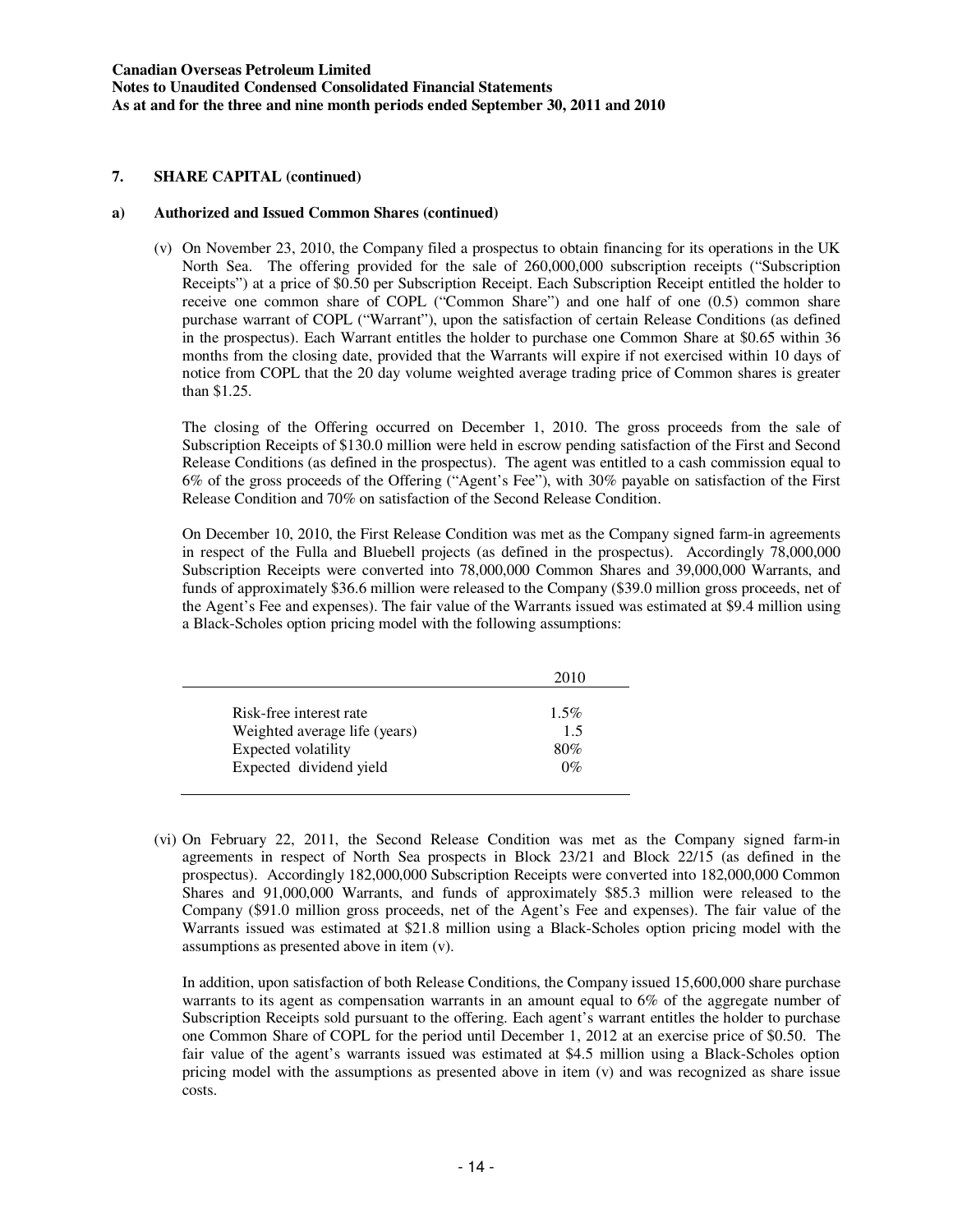## 7. SHARE CAPITAL (continued)

### a) Authorized and Issued Common Shares (continued)

(v) On November 23, 2010, the Company filed a prospectus to obtain financing for its operations in the UK North Sea. The offering provided for the sale of 260,000,000 subscription receipts ("Subscription Receipts") at a price of $0.50 per Subscription Receipt. Each Subscription Receipt entitled the holder to receive one common share of COPL ("Common Share") and one half of one (0.5) common share purchase warrant of COPL ("Warrant"), upon the satisfaction of certain Release Conditions (as defined in the prospectus). Each Warrant entitles the holder to purchase one Common Share at $0.65 within 36 months from the closing date, provided that the Warrants will expire if not exercised within 10 days of notice from COPL that the 20 day volume weighted average trading price of Common shares is greater than $1.25.

The closing of the Offering occurred on December 1, 2010. The gross proceeds from the sale of Subscription Receipts of $130.0 million were held in escrow pending satisfaction of the First and Second Release Conditions (as defined in the prospectus). The agent was entitled to a cash commission equal to 6% of the gross proceeds of the Offering ("Agent's Fee"), with 30% payable on satisfaction of the First Release Condition and 70% on satisfaction of the Second Release Condition.

On December 10, 2010, the First Release Condition was met as the Company signed farm-in agreements in respect of the Fulla and Bluebell projects (as defined in the prospectus). Accordingly 78,000,000 Subscription Receipts were converted into 78,000,000 Common Shares and 39,000,000 Warrants, and funds of approximately $36.6 million were released to the Company ($39.0 million gross proceeds, net of the Agent's Fee and expenses). The fair value of the Warrants issued was estimated at $9.4 million using a Black-Scholes option pricing model with the following assumptions:

| | 2010 |
|---|---|
| Risk-free interest rate | 1.5% |
| Weighted average life (years) | 1.5 |
| Expected volatility | 80% |
| Expected dividend yield | 0% |

(vi) On February 22, 2011, the Second Release Condition was met as the Company signed farm-in agreements in respect of North Sea prospects in Block 23/21 and Block 22/15 (as defined in the prospectus). Accordingly 182,000,000 Subscription Receipts were converted into 182,000,000 Common Shares and 91,000,000 Warrants, and funds of approximately $85.3 million were released to the Company ($91.0 million gross proceeds, net of the Agent's Fee and expenses). The fair value of the Warrants issued was estimated at $21.8 million using a Black-Scholes option pricing model with the assumptions as presented above in item (v).

In addition, upon satisfaction of both Release Conditions, the Company issued 15,600,000 share purchase warrants to its agent as compensation warrants in an amount equal to 6% of the aggregate number of Subscription Receipts sold pursuant to the offering. Each agent's warrant entitles the holder to purchase one Common Share of COPL for the period until December 1, 2012 at an exercise price of $0.50. The fair value of the agent's warrants issued was estimated at $4.5 million using a Black-Scholes option pricing model with the assumptions as presented above in item (v) and was recognized as share issue costs.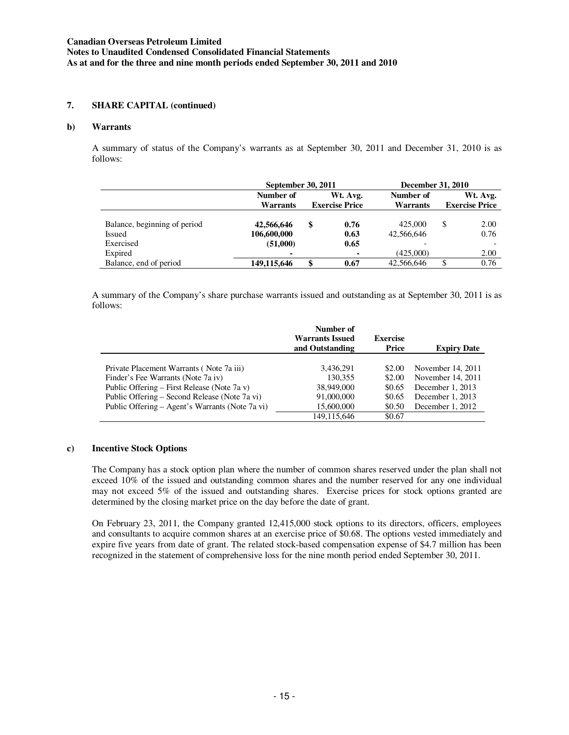## 7. SHARE CAPITAL (continued)

### b) Warrants

A summary of status of the Company's warrants as at September 30, 2011 and December 31, 2010 is as follows:

| | September 30, 2011 | | December 31, 2010 | |
|---|---|---|---|---|
| | Number of Warrants | Wt. Avg. Exercise Price | Number of Warrants | Wt. Avg. Exercise Price |
| Balance, beginning of period | **42,566,646** | **$ 0.76** | 425,000 | $ 2.00 |
| Issued | **106,600,000** | **0.63** | 42,566,646 | 0.76 |
| Exercised | **(51,000)** | **0.65** | - | - |
| Expired | **-** | **-** | (425,000) | 2.00 |
| Balance, end of period | **149,115,646** | **$ 0.67** | 42,566,646 | $ 0.76 |

A summary of the Company's share purchase warrants issued and outstanding as at September 30, 2011 is as follows:

| | Number of Warrants Issued and Outstanding | Exercise Price | Expiry Date |
|---|---|---|---|
| Private Placement Warrants ( Note 7a iii) | 3,436,291 | $2.00 | November 14, 2011 |
| Finder's Fee Warrants (Note 7a iv) | 130,355 | $2.00 | November 14, 2011 |
| Public Offering – First Release (Note 7a v) | 38,949,000 | $0.65 | December 1, 2013 |
| Public Offering – Second Release (Note 7a vi) | 91,000,000 | $0.65 | December 1, 2013 |
| Public Offering – Agent's Warrants (Note 7a vi) | 15,600,000 | $0.50 | December 1, 2012 |
| | 149,115,646 | $0.67 | |

### c) Incentive Stock Options

The Company has a stock option plan where the number of common shares reserved under the plan shall not exceed 10% of the issued and outstanding common shares and the number reserved for any one individual may not exceed 5% of the issued and outstanding shares. Exercise prices for stock options granted are determined by the closing market price on the day before the date of grant.

On February 23, 2011, the Company granted 12,415,000 stock options to its directors, officers, employees and consultants to acquire common shares at an exercise price of $0.68. The options vested immediately and expire five years from date of grant. The related stock-based compensation expense of $4.7 million has been recognized in the statement of comprehensive loss for the nine month period ended September 30, 2011.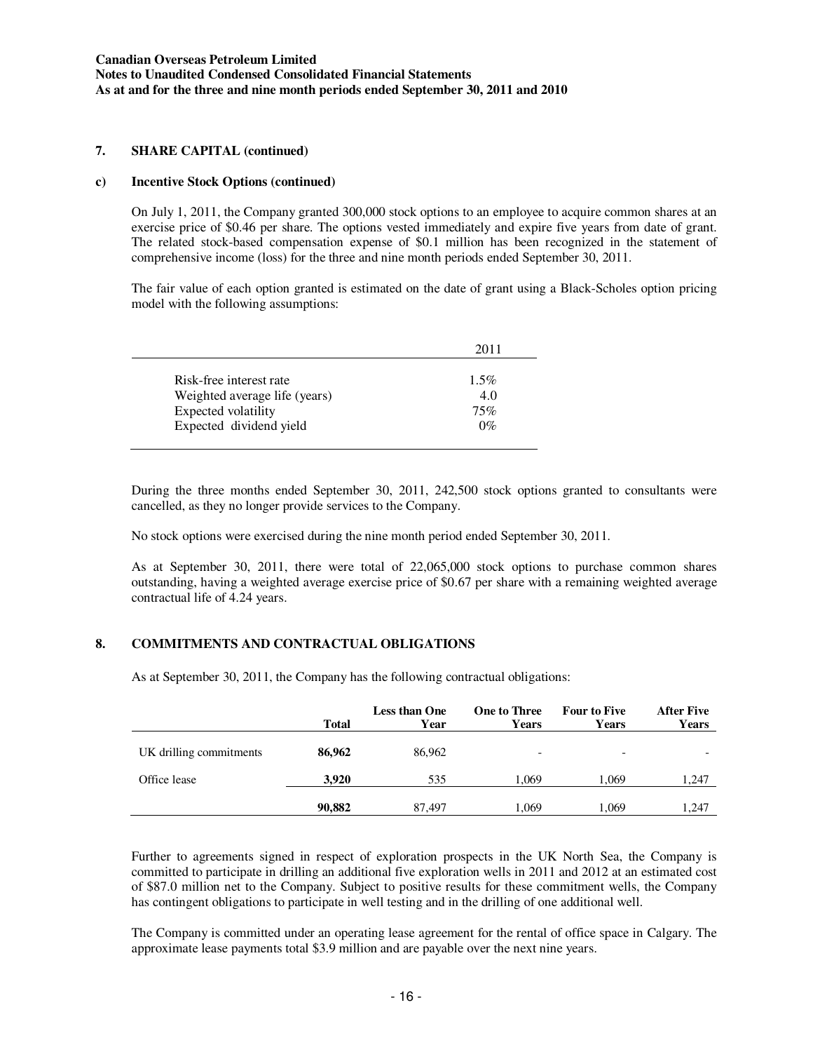## 7. SHARE CAPITAL (continued)

### c) Incentive Stock Options (continued)

On July 1, 2011, the Company granted 300,000 stock options to an employee to acquire common shares at an exercise price of $0.46 per share. The options vested immediately and expire five years from date of grant. The related stock-based compensation expense of $0.1 million has been recognized in the statement of comprehensive income (loss) for the three and nine month periods ended September 30, 2011.

The fair value of each option granted is estimated on the date of grant using a Black-Scholes option pricing model with the following assumptions:

| | 2011 |
|---|---|
| Risk-free interest rate | 1.5% |
| Weighted average life (years) | 4.0 |
| Expected volatility | 75% |
| Expected dividend yield | 0% |

During the three months ended September 30, 2011, 242,500 stock options granted to consultants were cancelled, as they no longer provide services to the Company.

No stock options were exercised during the nine month period ended September 30, 2011.

As at September 30, 2011, there were total of 22,065,000 stock options to purchase common shares outstanding, having a weighted average exercise price of $0.67 per share with a remaining weighted average contractual life of 4.24 years.

## 8. COMMITMENTS AND CONTRACTUAL OBLIGATIONS

As at September 30, 2011, the Company has the following contractual obligations:

| | Total | Less than One Year | One to Three Years | Four to Five Years | After Five Years |
|---|---|---|---|---|---|
| UK drilling commitments | **86,962** | 86,962 | - | - | - |
| Office lease | **3,920** | 535 | 1,069 | 1,069 | 1,247 |
| | **90,882** | 87,497 | 1,069 | 1,069 | 1,247 |

Further to agreements signed in respect of exploration prospects in the UK North Sea, the Company is committed to participate in drilling an additional five exploration wells in 2011 and 2012 at an estimated cost of $87.0 million net to the Company. Subject to positive results for these commitment wells, the Company has contingent obligations to participate in well testing and in the drilling of one additional well.

The Company is committed under an operating lease agreement for the rental of office space in Calgary. The approximate lease payments total $3.9 million and are payable over the next nine years.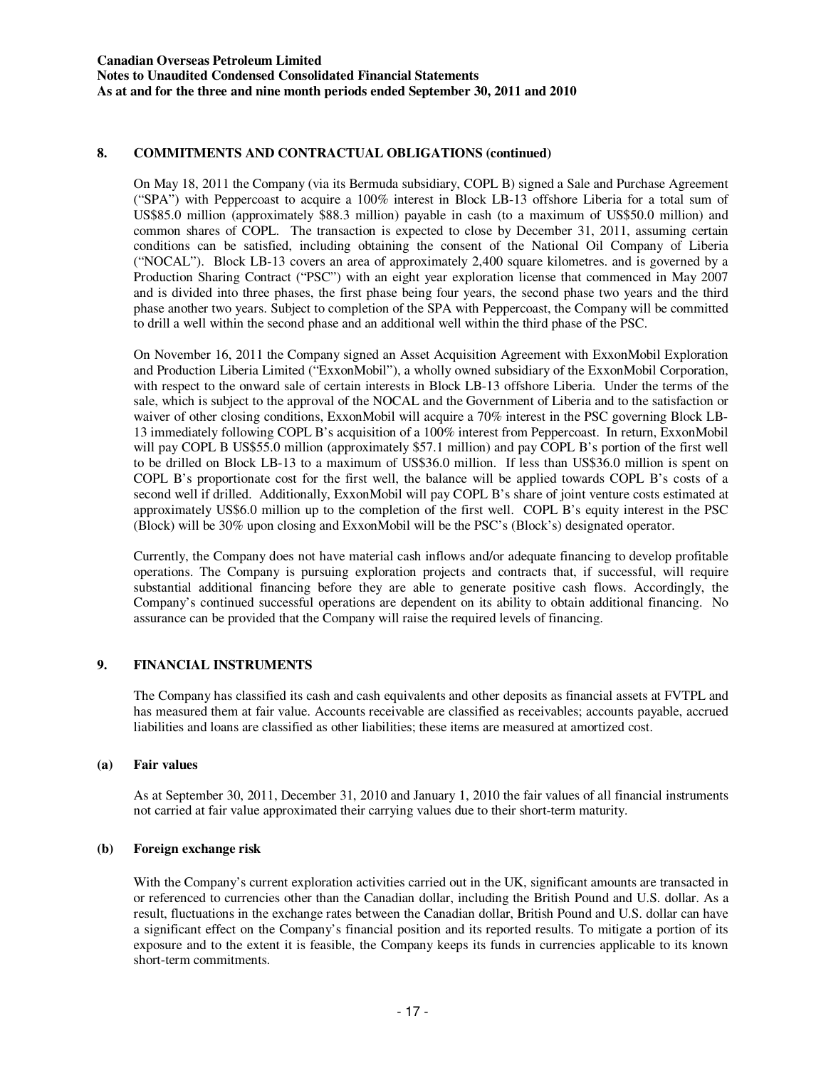## 8. COMMITMENTS AND CONTRACTUAL OBLIGATIONS (continued)

On May 18, 2011 the Company (via its Bermuda subsidiary, COPL B) signed a Sale and Purchase Agreement ("SPA") with Peppercoast to acquire a 100% interest in Block LB-13 offshore Liberia for a total sum of US$85.0 million (approximately $88.3 million) payable in cash (to a maximum of US$50.0 million) and common shares of COPL. The transaction is expected to close by December 31, 2011, assuming certain conditions can be satisfied, including obtaining the consent of the National Oil Company of Liberia ("NOCAL"). Block LB-13 covers an area of approximately 2,400 square kilometres. and is governed by a Production Sharing Contract ("PSC") with an eight year exploration license that commenced in May 2007 and is divided into three phases, the first phase being four years, the second phase two years and the third phase another two years. Subject to completion of the SPA with Peppercoast, the Company will be committed to drill a well within the second phase and an additional well within the third phase of the PSC.

On November 16, 2011 the Company signed an Asset Acquisition Agreement with ExxonMobil Exploration and Production Liberia Limited ("ExxonMobil"), a wholly owned subsidiary of the ExxonMobil Corporation, with respect to the onward sale of certain interests in Block LB-13 offshore Liberia. Under the terms of the sale, which is subject to the approval of the NOCAL and the Government of Liberia and to the satisfaction or waiver of other closing conditions, ExxonMobil will acquire a 70% interest in the PSC governing Block LB-13 immediately following COPL B's acquisition of a 100% interest from Peppercoast. In return, ExxonMobil will pay COPL B US$55.0 million (approximately $57.1 million) and pay COPL B's portion of the first well to be drilled on Block LB-13 to a maximum of US$36.0 million. If less than US$36.0 million is spent on COPL B's proportionate cost for the first well, the balance will be applied towards COPL B's costs of a second well if drilled. Additionally, ExxonMobil will pay COPL B's share of joint venture costs estimated at approximately US$6.0 million up to the completion of the first well. COPL B's equity interest in the PSC (Block) will be 30% upon closing and ExxonMobil will be the PSC's (Block's) designated operator.

Currently, the Company does not have material cash inflows and/or adequate financing to develop profitable operations. The Company is pursuing exploration projects and contracts that, if successful, will require substantial additional financing before they are able to generate positive cash flows. Accordingly, the Company's continued successful operations are dependent on its ability to obtain additional financing. No assurance can be provided that the Company will raise the required levels of financing.

## 9. FINANCIAL INSTRUMENTS

The Company has classified its cash and cash equivalents and other deposits as financial assets at FVTPL and has measured them at fair value. Accounts receivable are classified as receivables; accounts payable, accrued liabilities and loans are classified as other liabilities; these items are measured at amortized cost.

### (a) Fair values

As at September 30, 2011, December 31, 2010 and January 1, 2010 the fair values of all financial instruments not carried at fair value approximated their carrying values due to their short-term maturity.

### (b) Foreign exchange risk

With the Company's current exploration activities carried out in the UK, significant amounts are transacted in or referenced to currencies other than the Canadian dollar, including the British Pound and U.S. dollar. As a result, fluctuations in the exchange rates between the Canadian dollar, British Pound and U.S. dollar can have a significant effect on the Company's financial position and its reported results. To mitigate a portion of its exposure and to the extent it is feasible, the Company keeps its funds in currencies applicable to its known short-term commitments.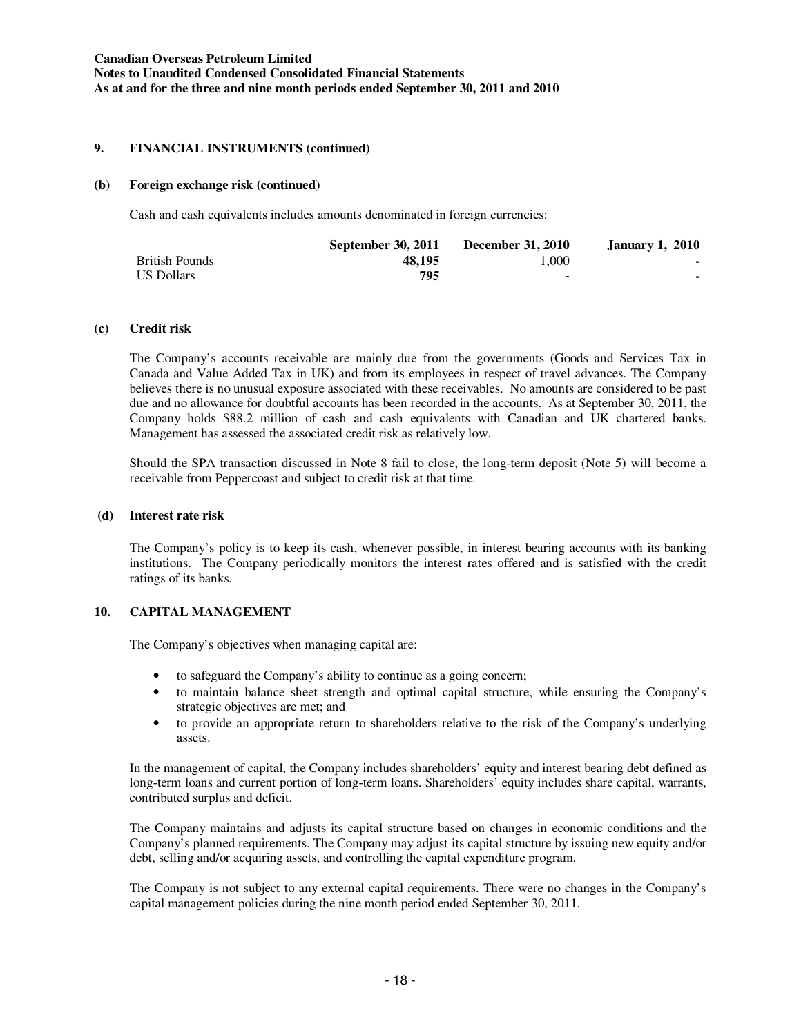## 9. FINANCIAL INSTRUMENTS (continued)

### (b) Foreign exchange risk (continued)

Cash and cash equivalents includes amounts denominated in foreign currencies:

| | September 30, 2011 | December 31, 2010 | January 1, 2010 |
|---|---|---|---|
| British Pounds | **48,195** | 1,000 | - |
| US Dollars | **795** | - | - |

### (c) Credit risk

The Company's accounts receivable are mainly due from the governments (Goods and Services Tax in Canada and Value Added Tax in UK) and from its employees in respect of travel advances. The Company believes there is no unusual exposure associated with these receivables. No amounts are considered to be past due and no allowance for doubtful accounts has been recorded in the accounts. As at September 30, 2011, the Company holds $88.2 million of cash and cash equivalents with Canadian and UK chartered banks. Management has assessed the associated credit risk as relatively low.

Should the SPA transaction discussed in Note 8 fail to close, the long-term deposit (Note 5) will become a receivable from Peppercoast and subject to credit risk at that time.

### (d) Interest rate risk

The Company's policy is to keep its cash, whenever possible, in interest bearing accounts with its banking institutions. The Company periodically monitors the interest rates offered and is satisfied with the credit ratings of its banks.

## 10. CAPITAL MANAGEMENT

The Company's objectives when managing capital are:

- to safeguard the Company's ability to continue as a going concern;
- to maintain balance sheet strength and optimal capital structure, while ensuring the Company's strategic objectives are met; and
- to provide an appropriate return to shareholders relative to the risk of the Company's underlying assets.

In the management of capital, the Company includes shareholders' equity and interest bearing debt defined as long-term loans and current portion of long-term loans. Shareholders' equity includes share capital, warrants, contributed surplus and deficit.

The Company maintains and adjusts its capital structure based on changes in economic conditions and the Company's planned requirements. The Company may adjust its capital structure by issuing new equity and/or debt, selling and/or acquiring assets, and controlling the capital expenditure program.

The Company is not subject to any external capital requirements. There were no changes in the Company's capital management policies during the nine month period ended September 30, 2011.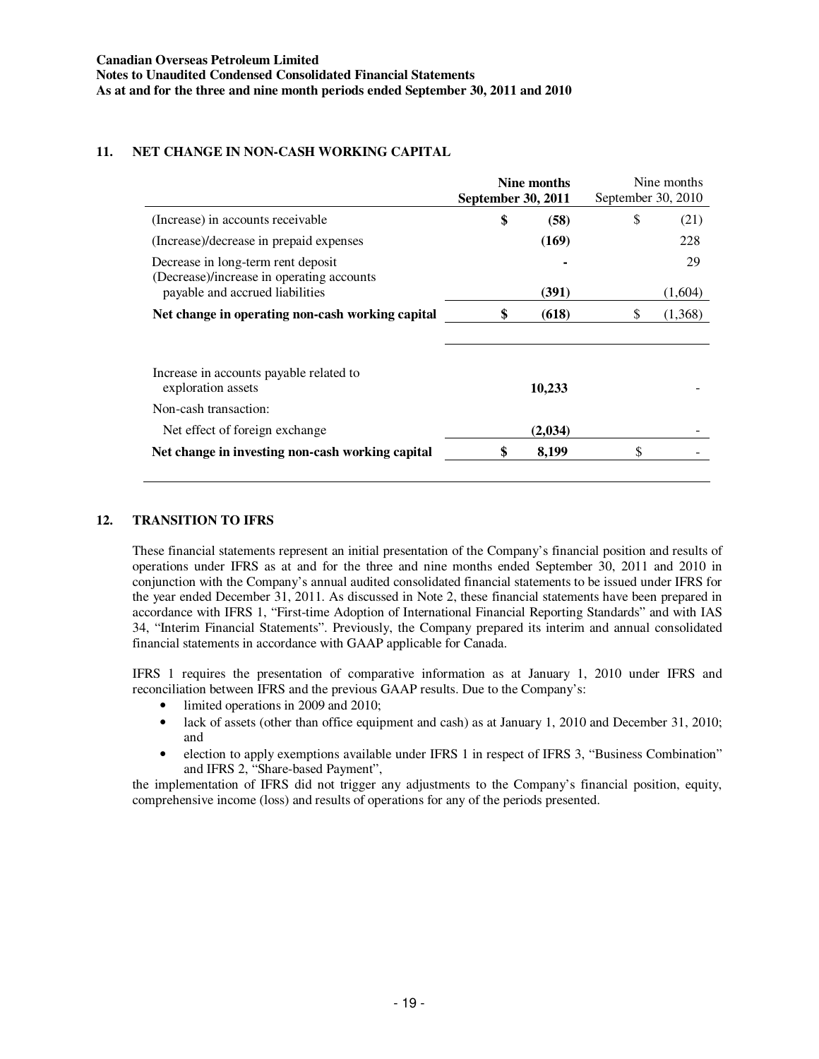Canadian Overseas Petroleum Limited
Notes to Unaudited Condensed Consolidated Financial Statements
As at and for the three and nine month periods ended September 30, 2011 and 2010

## 11. NET CHANGE IN NON-CASH WORKING CAPITAL

| | **Nine months September 30, 2011** | Nine months September 30, 2010 |
|---|---|---|
| (Increase) in accounts receivable | **$ (58)** | $ (21) |
| (Increase)/decrease in prepaid expenses | **(169)** | 228 |
| Decrease in long-term rent deposit | **-** | 29 |
| (Decrease)/increase in operating accounts payable and accrued liabilities | **(391)** | (1,604) |
| **Net change in operating non-cash working capital** | **$ (618)** | $ (1,368) |
| | | |
| Increase in accounts payable related to exploration assets | **10,233** | - |
| Non-cash transaction: | | |
| Net effect of foreign exchange | **(2,034)** | - |
| **Net change in investing non-cash working capital** | **$ 8,199** | $ - |

## 12. TRANSITION TO IFRS

These financial statements represent an initial presentation of the Company's financial position and results of operations under IFRS as at and for the three and nine months ended September 30, 2011 and 2010 in conjunction with the Company's annual audited consolidated financial statements to be issued under IFRS for the year ended December 31, 2011. As discussed in Note 2, these financial statements have been prepared in accordance with IFRS 1, "First-time Adoption of International Financial Reporting Standards" and with IAS 34, "Interim Financial Statements". Previously, the Company prepared its interim and annual consolidated financial statements in accordance with GAAP applicable for Canada.

IFRS 1 requires the presentation of comparative information as at January 1, 2010 under IFRS and reconciliation between IFRS and the previous GAAP results. Due to the Company's:

- limited operations in 2009 and 2010;
- lack of assets (other than office equipment and cash) as at January 1, 2010 and December 31, 2010; and
- election to apply exemptions available under IFRS 1 in respect of IFRS 3, "Business Combination" and IFRS 2, "Share-based Payment",

the implementation of IFRS did not trigger any adjustments to the Company's financial position, equity, comprehensive income (loss) and results of operations for any of the periods presented.